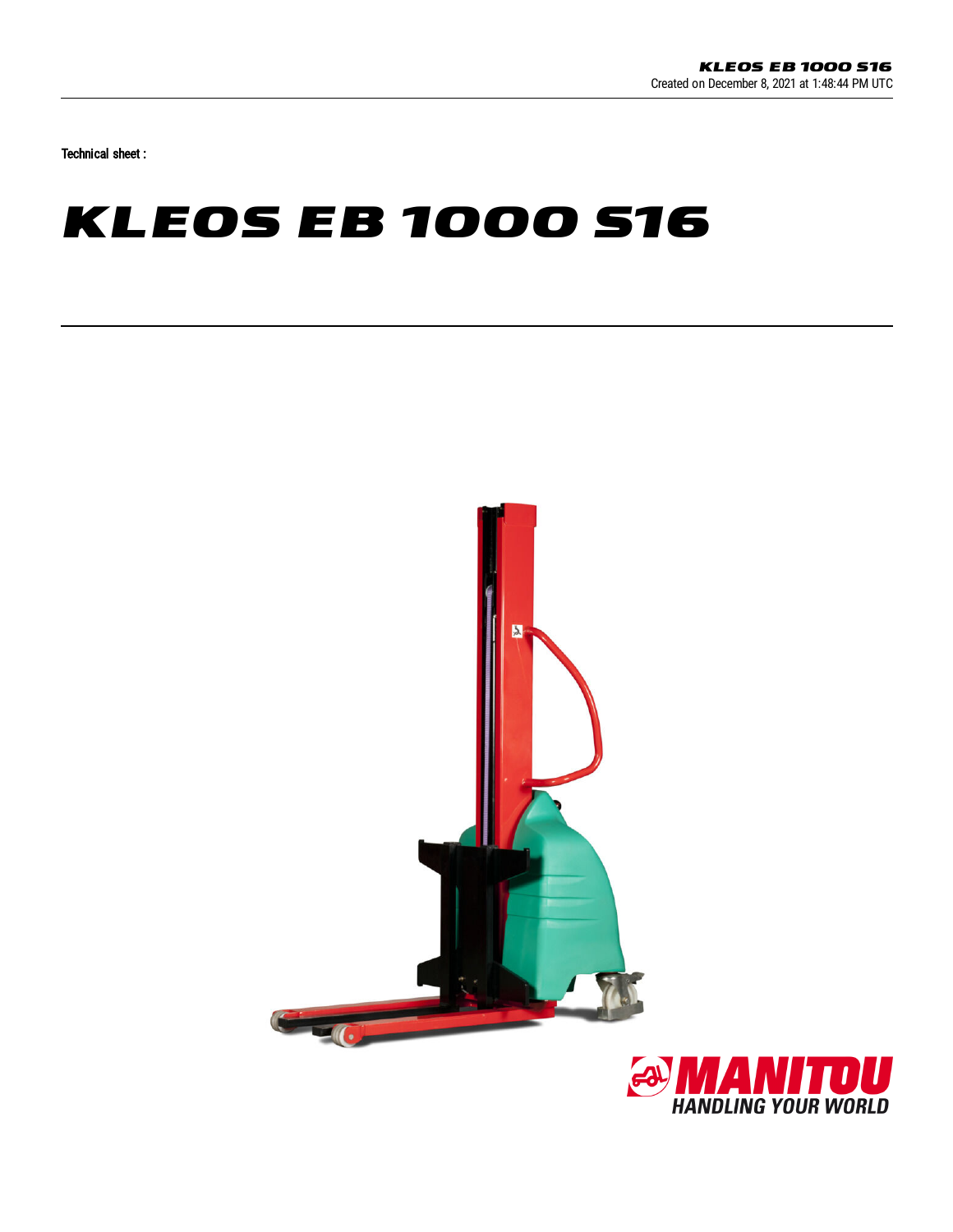Technical sheet :

# KLEOS EB 1000 S16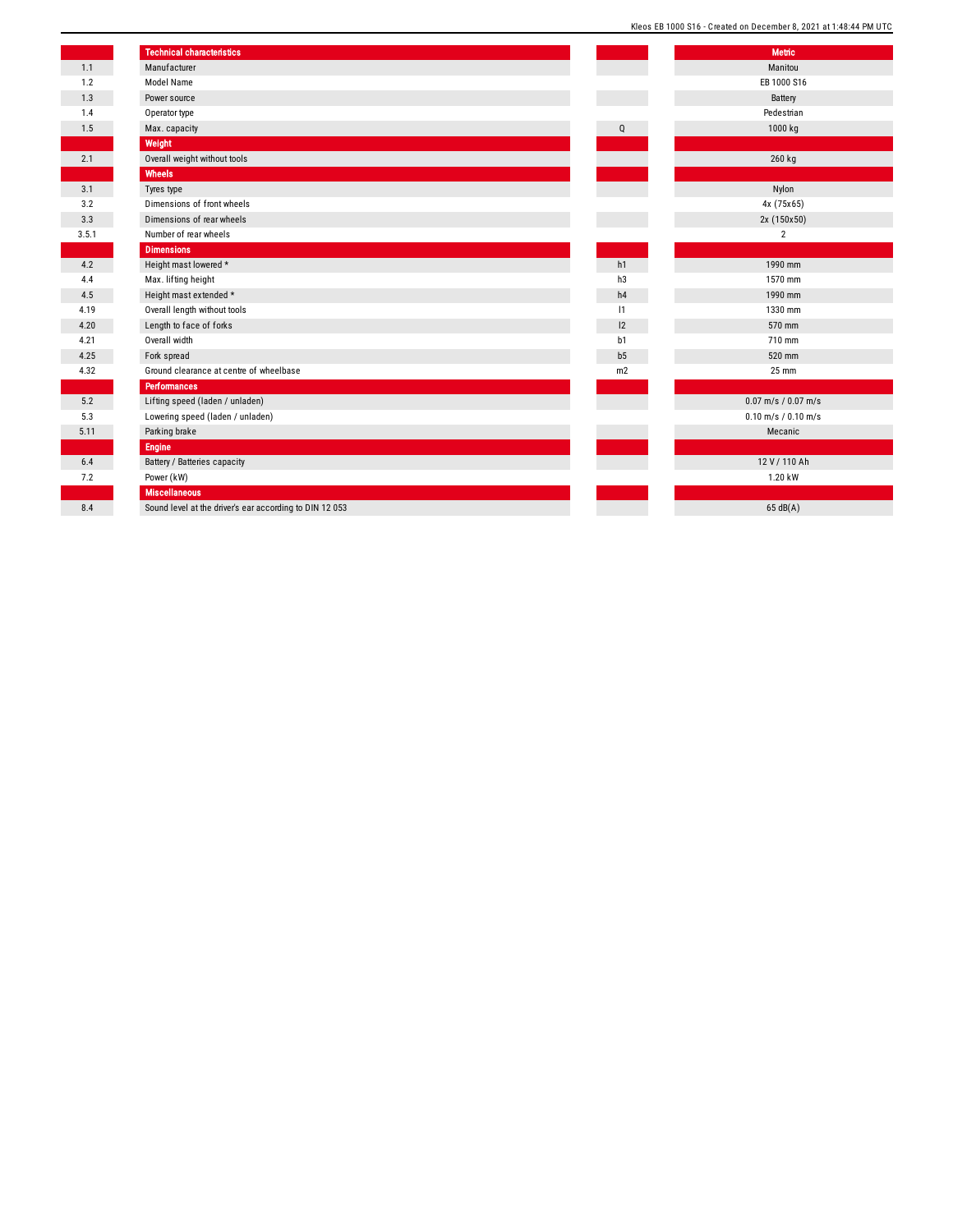| | Technical characteristics | | Metric |
|---|---|---|---|
| 1.1 | Manufacturer | | Manitou |
| 1.2 | Model Name | | EB 1000 S16 |
| 1.3 | Power source | | Battery |
| 1.4 | Operator type | | Pedestrian |
| 1.5 | Max. capacity | Q | 1000 kg |
| | **Weight** | | |
| 2.1 | Overall weight without tools | | 260 kg |
| | **Wheels** | | |
| 3.1 | Tyres type | | Nylon |
| 3.2 | Dimensions of front wheels | | 4x (75x65) |
| 3.3 | Dimensions of rear wheels | | 2x (150x50) |
| 3.5.1 | Number of rear wheels | | 2 |
| | **Dimensions** | | |
| 4.2 | Height mast lowered * | h1 | 1990 mm |
| 4.4 | Max. lifting height | h3 | 1570 mm |
| 4.5 | Height mast extended * | h4 | 1990 mm |
| 4.19 | Overall length without tools | l1 | 1330 mm |
| 4.20 | Length to face of forks | l2 | 570 mm |
| 4.21 | Overall width | b1 | 710 mm |
| 4.25 | Fork spread | b5 | 520 mm |
| 4.32 | Ground clearance at centre of wheelbase | m2 | 25 mm |
| | **Performances** | | |
| 5.2 | Lifting speed (laden / unladen) | | 0.07 m/s / 0.07 m/s |
| 5.3 | Lowering speed (laden / unladen) | | 0.10 m/s / 0.10 m/s |
| 5.11 | Parking brake | | Mecanic |
| | **Engine** | | |
| 6.4 | Battery / Batteries capacity | | 12 V / 110 Ah |
| 7.2 | Power (kW) | | 1.20 kW |
| | **Miscellaneous** | | |
| 8.4 | Sound level at the driver's ear according to DIN 12 053 | | 65 dB(A) |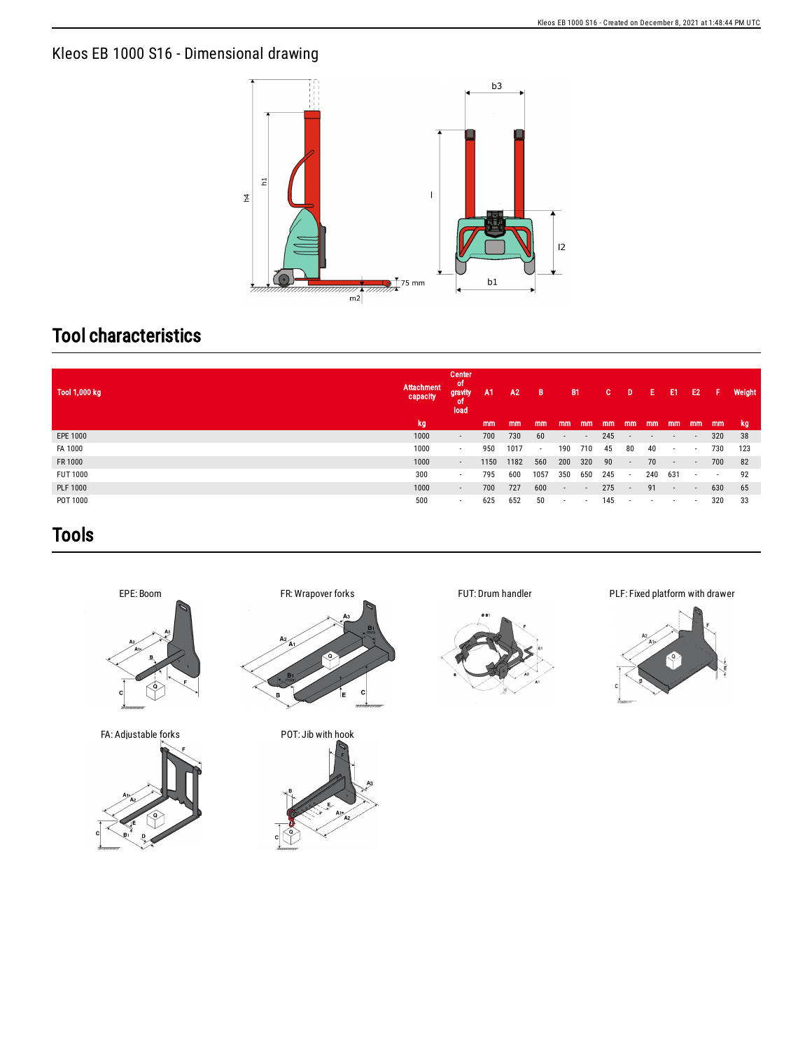## Kleos EB 1000 S16 - Dimensional drawing

# Tool characteristics

| Tool 1,000 kg | Attachment capacity | Center of gravity of load | A1 | A2 | B | B1 | | C | D | E | E1 | E2 | F | Weight |
|---|---|---|---|---|---|---|---|---|---|---|---|---|---|---|
| | kg | | mm | mm | mm | mm | mm | mm | mm | mm | mm | mm | mm | kg |
| EPE 1000 | 1000 | - | 700 | 730 | 60 | - | - | 245 | - | - | - | - | 320 | 38 |
| FA 1000 | 1000 | - | 950 | 1017 | - | 190 | 710 | 45 | 80 | 40 | - | - | 730 | 123 |
| FR 1000 | 1000 | - | 1150 | 1182 | 560 | 200 | 320 | 90 | - | 70 | - | - | 700 | 82 |
| FUT 1000 | 300 | - | 795 | 600 | 1057 | 350 | 650 | 245 | - | 240 | 631 | - | - | 92 |
| PLF 1000 | 1000 | - | 700 | 727 | 600 | - | - | 275 | - | 91 | - | - | 630 | 65 |
| POT 1000 | 500 | - | 625 | 652 | 50 | - | - | 145 | - | - | - | - | 320 | 33 |

# Tools

EPE: Boom

FR: Wrapover forks

FUT: Drum handler

PLF: Fixed platform with drawer

FA: Adjustable forks

POT: Jib with hook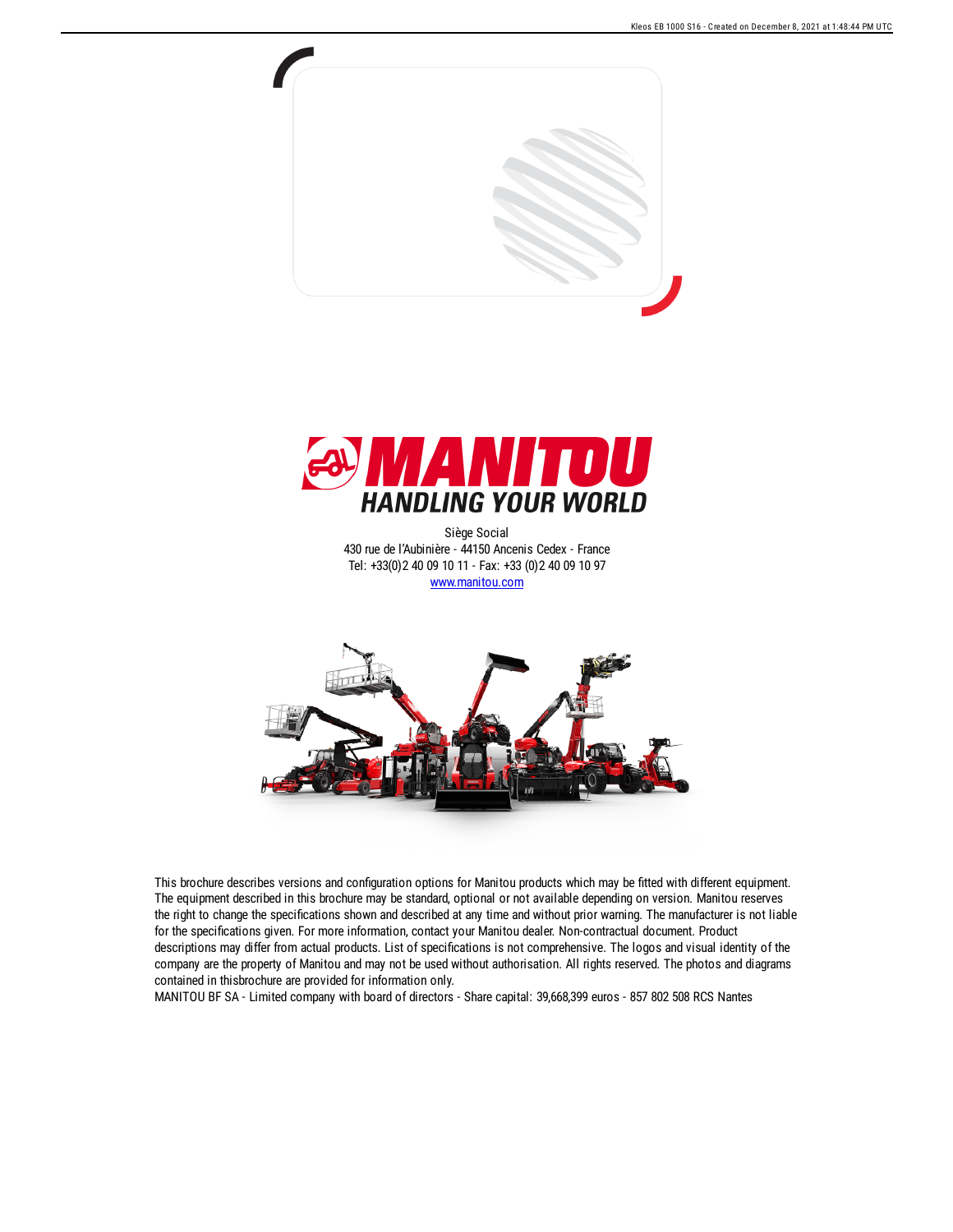Siège Social
430 rue de l'Aubinière - 44150 Ancenis Cedex - France
Tel: +33(0)2 40 09 10 11 - Fax: +33 (0)2 40 09 10 97
www.manitou.com

This brochure describes versions and configuration options for Manitou products which may be fitted with different equipment. The equipment described in this brochure may be standard, optional or not available depending on version. Manitou reserves the right to change the specifications shown and described at any time and without prior warning. The manufacturer is not liable for the specifications given. For more information, contact your Manitou dealer. Non-contractual document. Product descriptions may differ from actual products. List of specifications is not comprehensive. The logos and visual identity of the company are the property of Manitou and may not be used without authorisation. All rights reserved. The photos and diagrams contained in thisbrochure are provided for information only.

MANITOU BF SA - Limited company with board of directors - Share capital: 39,668,399 euros - 857 802 508 RCS Nantes